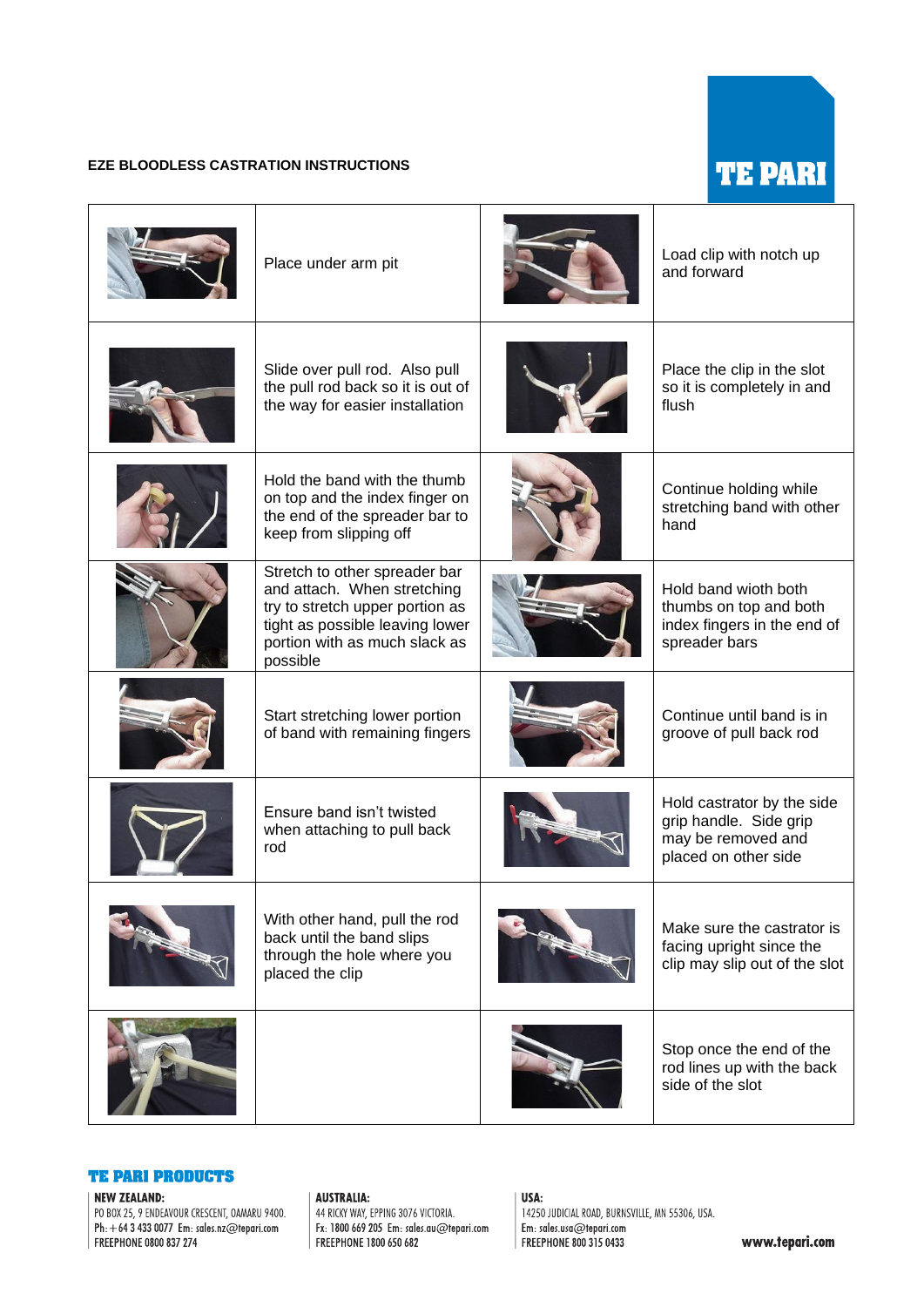**EZE BLOODLESS CASTRATION INSTRUCTIONS**

**TE PARI**

| | | | |
|---|---|---|---|
| | Place under arm pit | | Load clip with notch up and forward |
| | Slide over pull rod. Also pull the pull rod back so it is out of the way for easier installation | | Place the clip in the slot so it is completely in and flush |
| | Hold the band with the thumb on top and the index finger on the end of the spreader bar to keep from slipping off | | Continue holding while stretching band with other hand |
| | Stretch to other spreader bar and attach. When stretching try to stretch upper portion as tight as possible leaving lower portion with as much slack as possible | | Hold band wioth both thumbs on top and both index fingers in the end of spreader bars |
| | Start stretching lower portion of band with remaining fingers | | Continue until band is in groove of pull back rod |
| | Ensure band isn't twisted when attaching to pull back rod | | Hold castrator by the side grip handle. Side grip may be removed and placed on other side |
| | With other hand, pull the rod back until the band slips through the hole where you placed the clip | | Make sure the castrator is facing upright since the clip may slip out of the slot |
| | | | Stop once the end of the rod lines up with the back side of the slot |

**TE PARI PRODUCTS**

**NEW ZEALAND:**
PO BOX 25, 9 ENDEAVOUR CRESCENT, OAMARU 9400.
Ph: +64 3 433 0077 Em: sales.nz@tepari.com
FREEPHONE 0800 837 274

**AUSTRALIA:**
44 RICKY WAY, EPPING 3076 VICTORIA.
Fx: 1800 669 205 Em: sales.au@tepari.com
FREEPHONE 1800 650 682

**USA:**
14250 JUDICIAL ROAD, BURNSVILLE, MN 55306, USA.
Em: sales.usa@tepari.com
FREEPHONE 800 315 0433

**www.tepari.com**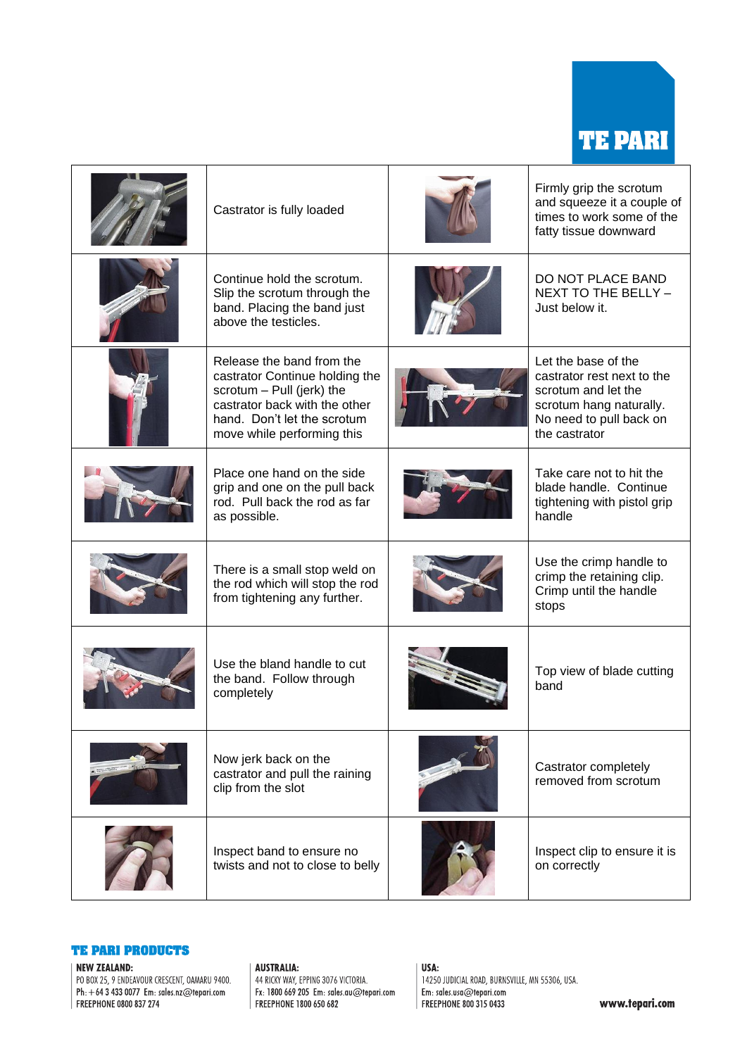TE PARI

| | | | |
|---|---|---|---|
| | Castrator is fully loaded | | Firmly grip the scrotum and squeeze it a couple of times to work some of the fatty tissue downward |
| | Continue hold the scrotum. Slip the scrotum through the band. Placing the band just above the testicles. | | DO NOT PLACE BAND NEXT TO THE BELLY – Just below it. |
| | Release the band from the castrator Continue holding the scrotum – Pull (jerk) the castrator back with the other hand. Don't let the scrotum move while performing this | | Let the base of the castrator rest next to the scrotum and let the scrotum hang naturally. No need to pull back on the castrator |
| | Place one hand on the side grip and one on the pull back rod. Pull back the rod as far as possible. | | Take care not to hit the blade handle. Continue tightening with pistol grip handle |
| | There is a small stop weld on the rod which will stop the rod from tightening any further. | | Use the crimp handle to crimp the retaining clip. Crimp until the handle stops |
| | Use the bland handle to cut the band. Follow through completely | | Top view of blade cutting band |
| | Now jerk back on the castrator and pull the raining clip from the slot | | Castrator completely removed from scrotum |
| | Inspect band to ensure no twists and not to close to belly | | Inspect clip to ensure it is on correctly |

**TE PARI PRODUCTS**

**NEW ZEALAND:**
PO BOX 25, 9 ENDEAVOUR CRESCENT, OAMARU 9400.
Ph: +64 3 433 0077 Em: sales.nz@tepari.com
FREEPHONE 0800 837 274

**AUSTRALIA:**
44 RICKY WAY, EPPING 3076 VICTORIA.
Fx: 1800 669 205 Em: sales.au@tepari.com
FREEPHONE 1800 650 682

**USA:**
14250 JUDICIAL ROAD, BURNSVILLE, MN 55306, USA.
Em: sales.usa@tepari.com
FREEPHONE 800 315 0433

**www.tepari.com**